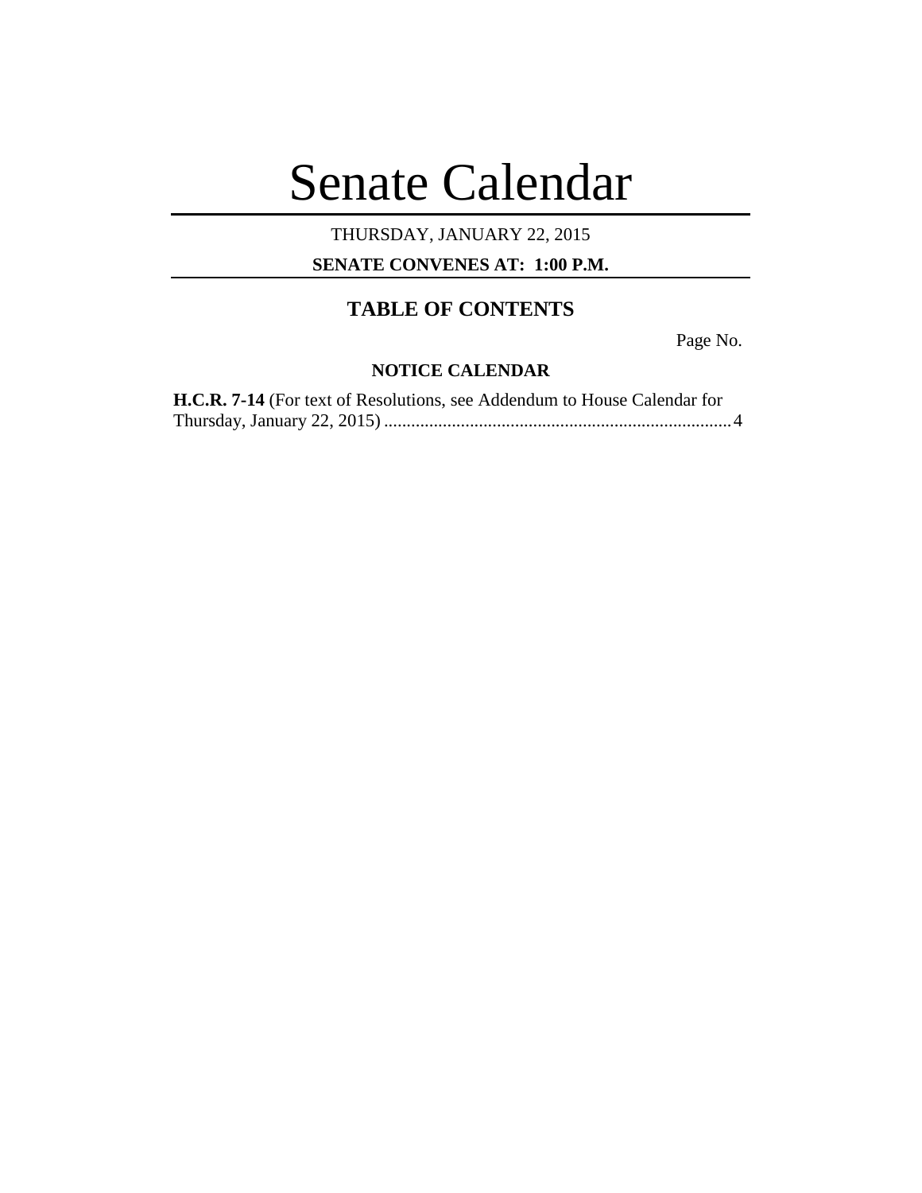# Senate Calendar

THURSDAY, JANUARY 22, 2015

**SENATE CONVENES AT: 1:00 P.M.**

## TABLE OF CONTENTS

Page No.

### NOTICE CALENDAR

**H.C.R. 7-14** (For text of Resolutions, see Addendum to House Calendar for Thursday, January 22, 2015) ............................................................................ 4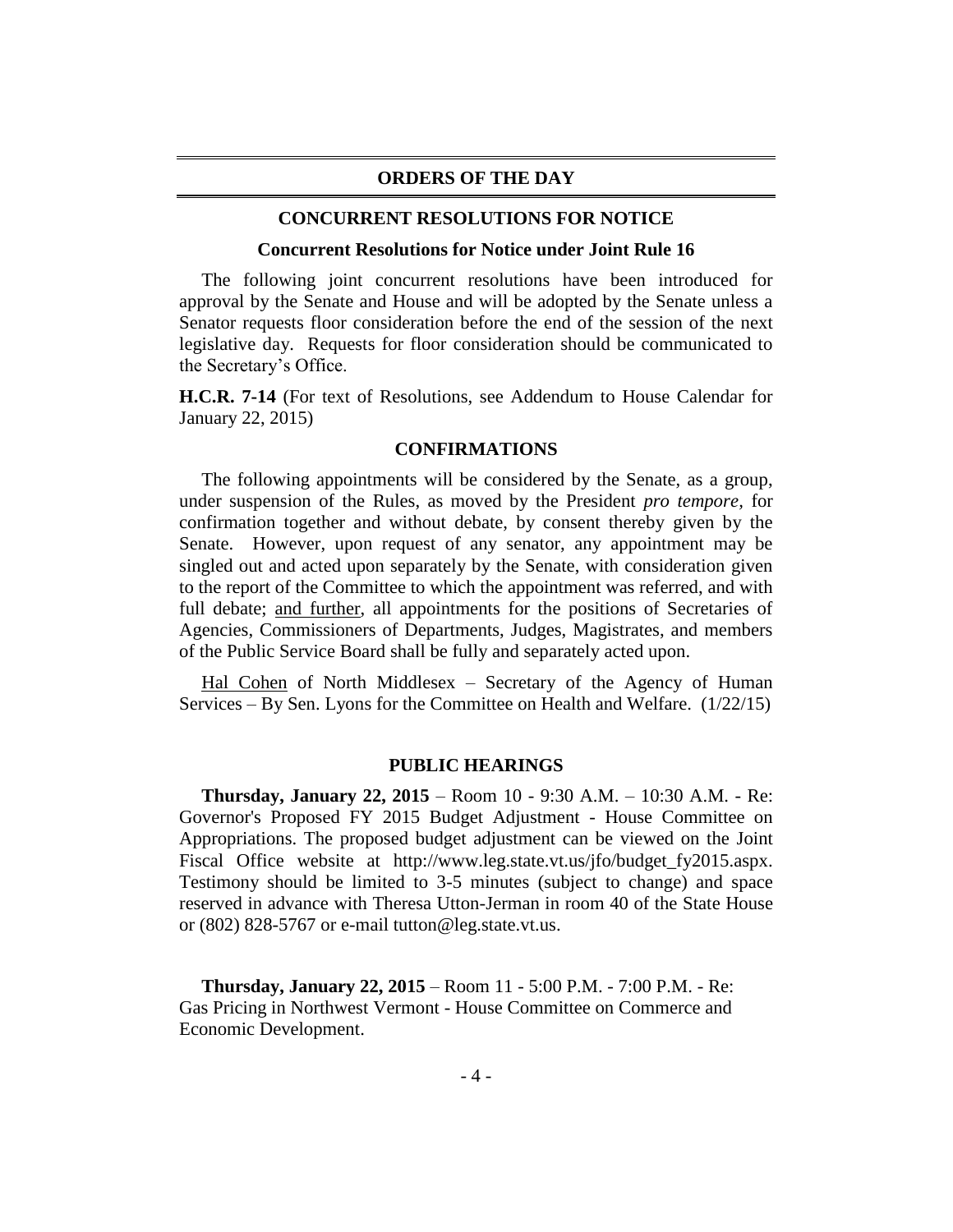## ORDERS OF THE DAY

### CONCURRENT RESOLUTIONS FOR NOTICE

#### Concurrent Resolutions for Notice under Joint Rule 16

The following joint concurrent resolutions have been introduced for approval by the Senate and House and will be adopted by the Senate unless a Senator requests floor consideration before the end of the session of the next legislative day. Requests for floor consideration should be communicated to the Secretary's Office.

**H.C.R. 7-14** (For text of Resolutions, see Addendum to House Calendar for January 22, 2015)

### CONFIRMATIONS

The following appointments will be considered by the Senate, as a group, under suspension of the Rules, as moved by the President *pro tempore,* for confirmation together and without debate, by consent thereby given by the Senate. However, upon request of any senator, any appointment may be singled out and acted upon separately by the Senate, with consideration given to the report of the Committee to which the appointment was referred, and with full debate; and further, all appointments for the positions of Secretaries of Agencies, Commissioners of Departments, Judges, Magistrates, and members of the Public Service Board shall be fully and separately acted upon.

Hal Cohen of North Middlesex – Secretary of the Agency of Human Services – By Sen. Lyons for the Committee on Health and Welfare. (1/22/15)

### PUBLIC HEARINGS

**Thursday, January 22, 2015** – Room 10 - 9:30 A.M. – 10:30 A.M. - Re: Governor's Proposed FY 2015 Budget Adjustment - House Committee on Appropriations. The proposed budget adjustment can be viewed on the Joint Fiscal Office website at http://www.leg.state.vt.us/jfo/budget_fy2015.aspx. Testimony should be limited to 3-5 minutes (subject to change) and space reserved in advance with Theresa Utton-Jerman in room 40 of the State House or (802) 828-5767 or e-mail tutton@leg.state.vt.us.

**Thursday, January 22, 2015** – Room 11 - 5:00 P.M. - 7:00 P.M. - Re: Gas Pricing in Northwest Vermont - House Committee on Commerce and Economic Development.